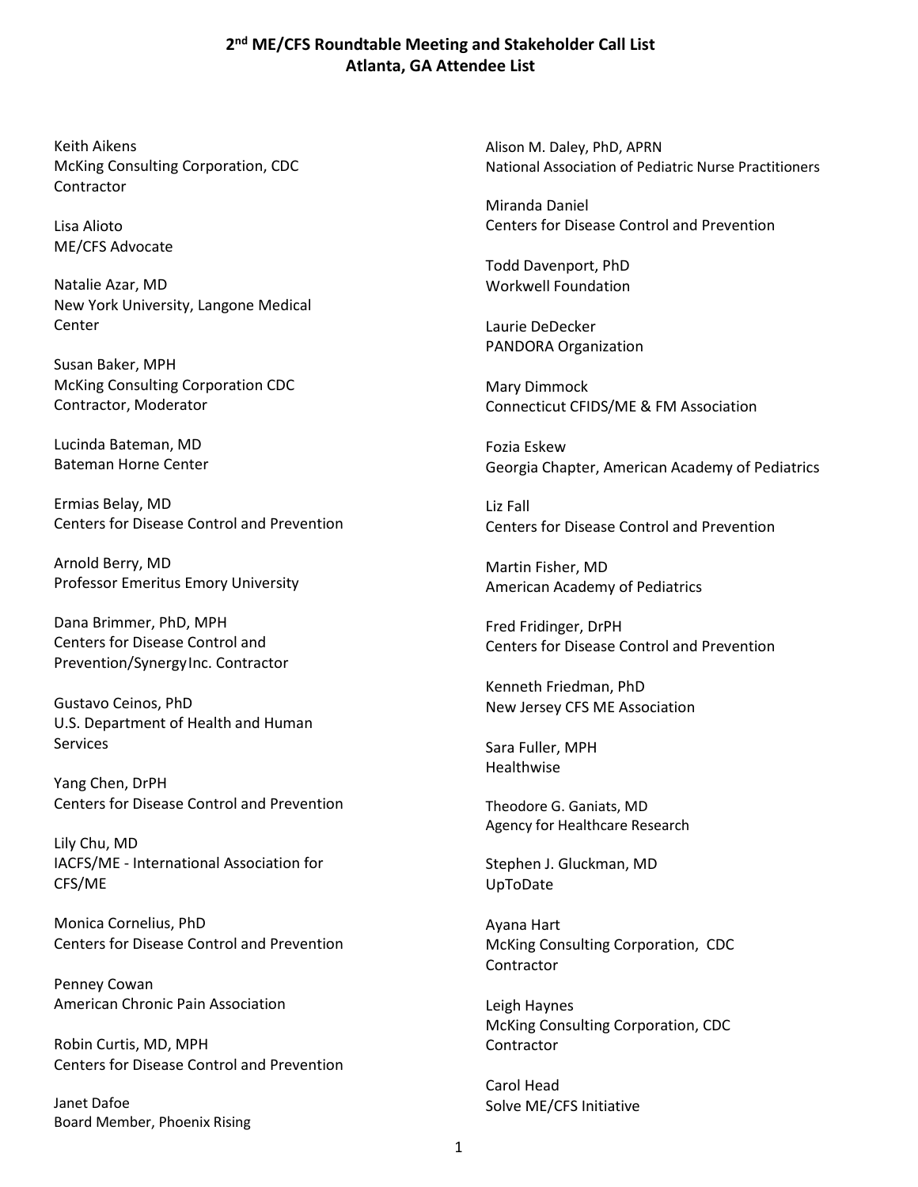# 2nd ME/CFS Roundtable Meeting and Stakeholder Call List
## Atlanta, GA Attendee List

Keith Aikens
McKing Consulting Corporation, CDC Contractor

Lisa Alioto
ME/CFS Advocate

Natalie Azar, MD
New York University, Langone Medical Center

Susan Baker, MPH
McKing Consulting Corporation CDC Contractor, Moderator

Lucinda Bateman, MD
Bateman Horne Center

Ermias Belay, MD
Centers for Disease Control and Prevention

Arnold Berry, MD
Professor Emeritus Emory University

Dana Brimmer, PhD, MPH
Centers for Disease Control and Prevention/Synergy Inc. Contractor

Gustavo Ceinos, PhD
U.S. Department of Health and Human Services

Yang Chen, DrPH
Centers for Disease Control and Prevention

Lily Chu, MD
IACFS/ME - International Association for CFS/ME

Monica Cornelius, PhD
Centers for Disease Control and Prevention

Penney Cowan
American Chronic Pain Association

Robin Curtis, MD, MPH
Centers for Disease Control and Prevention

Janet Dafoe
Board Member, Phoenix Rising

Alison M. Daley, PhD, APRN
National Association of Pediatric Nurse Practitioners

Miranda Daniel
Centers for Disease Control and Prevention

Todd Davenport, PhD
Workwell Foundation

Laurie DeDecker
PANDORA Organization

Mary Dimmock
Connecticut CFIDS/ME & FM Association

Fozia Eskew
Georgia Chapter, American Academy of Pediatrics

Liz Fall
Centers for Disease Control and Prevention

Martin Fisher, MD
American Academy of Pediatrics

Fred Fridinger, DrPH
Centers for Disease Control and Prevention

Kenneth Friedman, PhD
New Jersey CFS ME Association

Sara Fuller, MPH
Healthwise

Theodore G. Ganiats, MD
Agency for Healthcare Research

Stephen J. Gluckman, MD
UpToDate

Ayana Hart
McKing Consulting Corporation, CDC Contractor

Leigh Haynes
McKing Consulting Corporation, CDC Contractor

Carol Head
Solve ME/CFS Initiative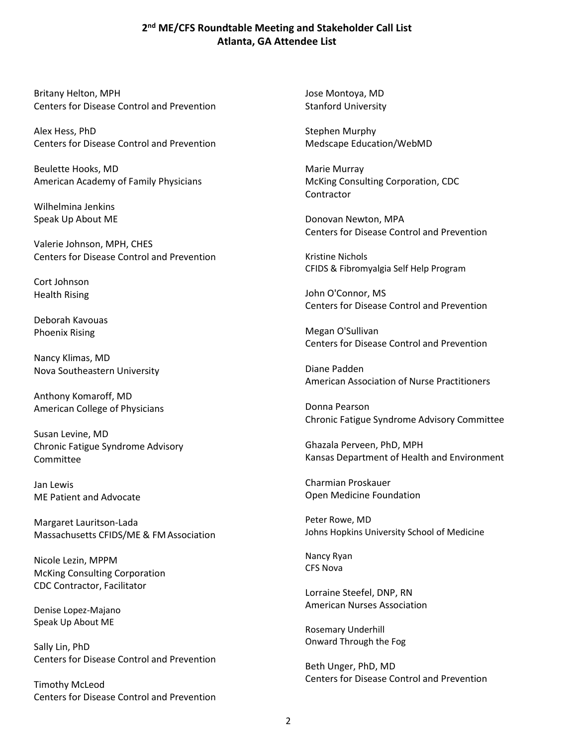**2nd ME/CFS Roundtable Meeting and Stakeholder Call List**
**Atlanta, GA Attendee List**

Britany Helton, MPH
Centers for Disease Control and Prevention

Alex Hess, PhD
Centers for Disease Control and Prevention

Beulette Hooks, MD
American Academy of Family Physicians

Wilhelmina Jenkins
Speak Up About ME

Valerie Johnson, MPH, CHES
Centers for Disease Control and Prevention

Cort Johnson
Health Rising

Deborah Kavouas
Phoenix Rising

Nancy Klimas, MD
Nova Southeastern University

Anthony Komaroff, MD
American College of Physicians

Susan Levine, MD
Chronic Fatigue Syndrome Advisory Committee

Jan Lewis
ME Patient and Advocate

Margaret Lauritson-Lada
Massachusetts CFIDS/ME & FM Association

Nicole Lezin, MPPM
McKing Consulting Corporation
CDC Contractor, Facilitator

Denise Lopez-Majano
Speak Up About ME

Sally Lin, PhD
Centers for Disease Control and Prevention

Timothy McLeod
Centers for Disease Control and Prevention

Jose Montoya, MD
Stanford University

Stephen Murphy
Medscape Education/WebMD

Marie Murray
McKing Consulting Corporation, CDC Contractor

Donovan Newton, MPA
Centers for Disease Control and Prevention

Kristine Nichols
CFIDS & Fibromyalgia Self Help Program

John O'Connor, MS
Centers for Disease Control and Prevention

Megan O'Sullivan
Centers for Disease Control and Prevention

Diane Padden
American Association of Nurse Practitioners

Donna Pearson
Chronic Fatigue Syndrome Advisory Committee

Ghazala Perveen, PhD, MPH
Kansas Department of Health and Environment

Charmian Proskauer
Open Medicine Foundation

Peter Rowe, MD
Johns Hopkins University School of Medicine

Nancy Ryan
CFS Nova

Lorraine Steefel, DNP, RN
American Nurses Association

Rosemary Underhill
Onward Through the Fog

Beth Unger, PhD, MD
Centers for Disease Control and Prevention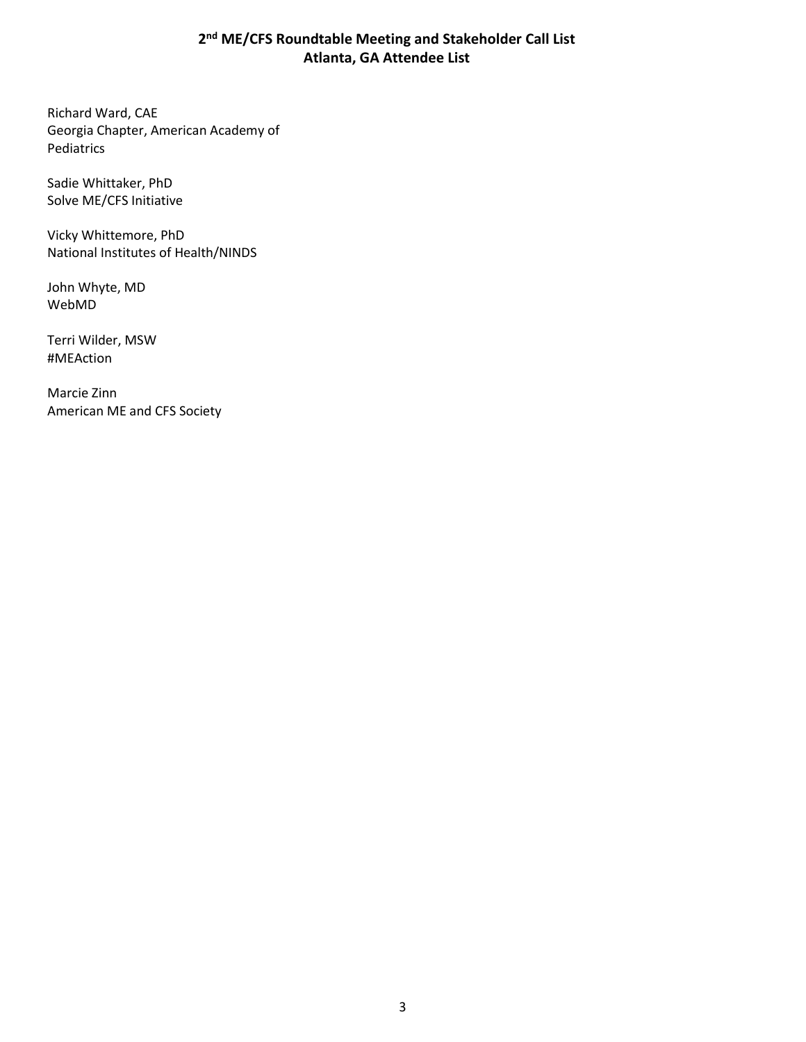**2nd ME/CFS Roundtable Meeting and Stakeholder Call List**
**Atlanta, GA Attendee List**

Richard Ward, CAE
Georgia Chapter, American Academy of Pediatrics

Sadie Whittaker, PhD
Solve ME/CFS Initiative

Vicky Whittemore, PhD
National Institutes of Health/NINDS

John Whyte, MD
WebMD

Terri Wilder, MSW
#MEAction

Marcie Zinn
American ME and CFS Society